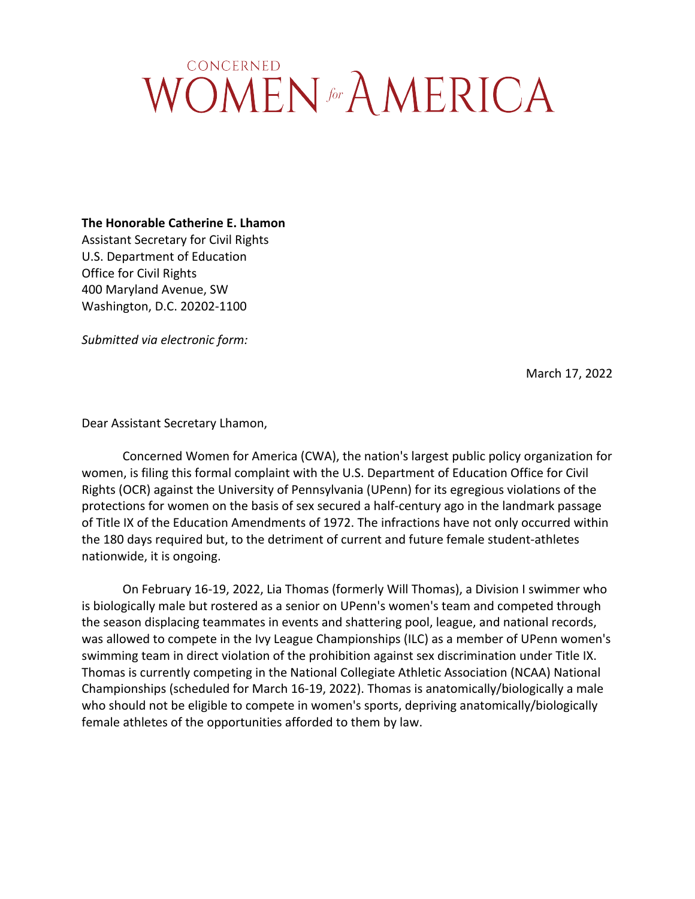# CONCERNED WOMEN *for* AMERICA

**The Honorable Catherine E. Lhamon**
Assistant Secretary for Civil Rights
U.S. Department of Education
Office for Civil Rights
400 Maryland Avenue, SW
Washington, D.C. 20202-1100

*Submitted via electronic form:*

March 17, 2022

Dear Assistant Secretary Lhamon,

Concerned Women for America (CWA), the nation's largest public policy organization for women, is filing this formal complaint with the U.S. Department of Education Office for Civil Rights (OCR) against the University of Pennsylvania (UPenn) for its egregious violations of the protections for women on the basis of sex secured a half-century ago in the landmark passage of Title IX of the Education Amendments of 1972. The infractions have not only occurred within the 180 days required but, to the detriment of current and future female student-athletes nationwide, it is ongoing.

On February 16-19, 2022, Lia Thomas (formerly Will Thomas), a Division I swimmer who is biologically male but rostered as a senior on UPenn's women's team and competed through the season displacing teammates in events and shattering pool, league, and national records, was allowed to compete in the Ivy League Championships (ILC) as a member of UPenn women's swimming team in direct violation of the prohibition against sex discrimination under Title IX. Thomas is currently competing in the National Collegiate Athletic Association (NCAA) National Championships (scheduled for March 16-19, 2022). Thomas is anatomically/biologically a male who should not be eligible to compete in women's sports, depriving anatomically/biologically female athletes of the opportunities afforded to them by law.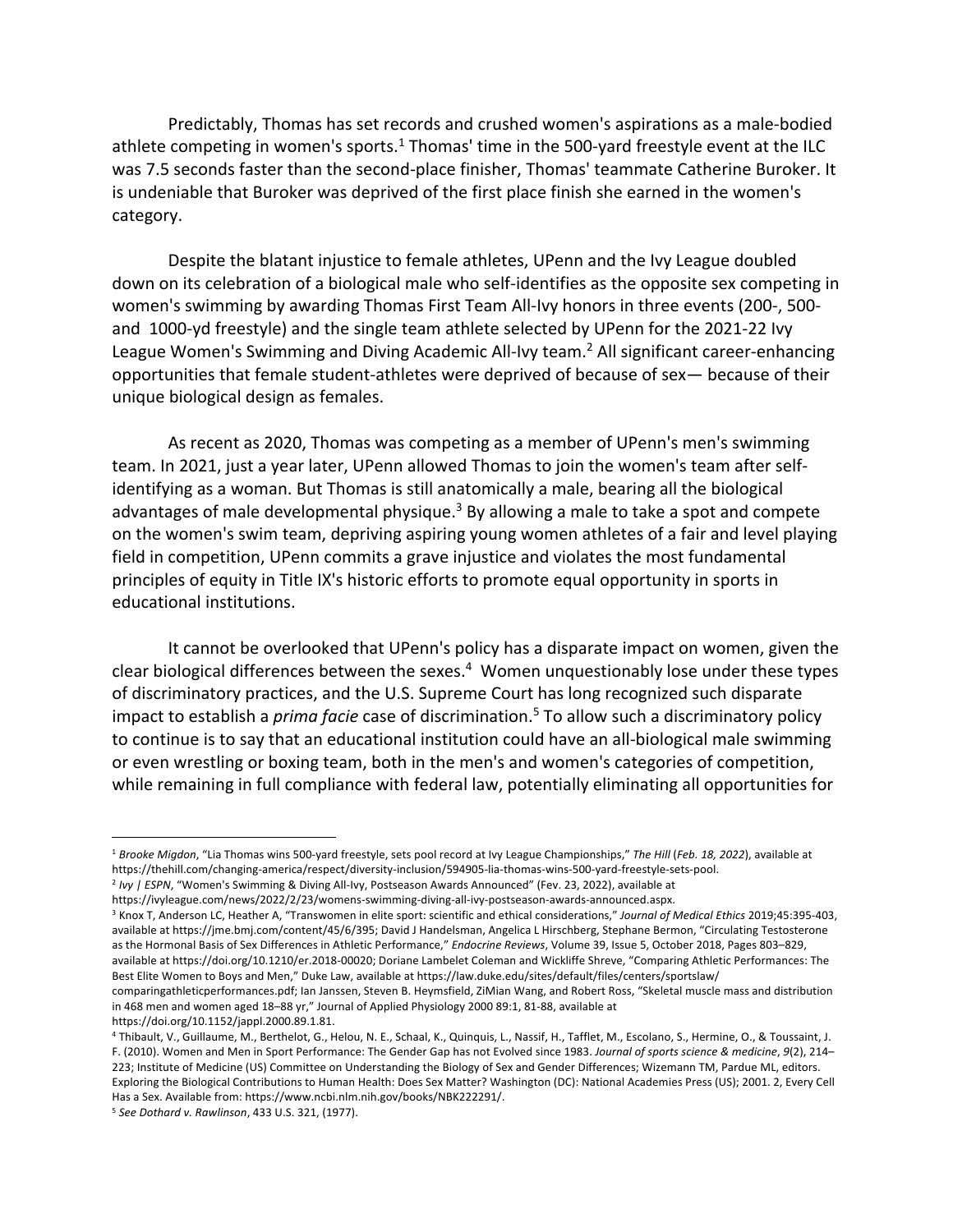Predictably, Thomas has set records and crushed women's aspirations as a male-bodied athlete competing in women's sports.[1] Thomas' time in the 500-yard freestyle event at the ILC was 7.5 seconds faster than the second-place finisher, Thomas' teammate Catherine Buroker. It is undeniable that Buroker was deprived of the first place finish she earned in the women's category.

Despite the blatant injustice to female athletes, UPenn and the Ivy League doubled down on its celebration of a biological male who self-identifies as the opposite sex competing in women's swimming by awarding Thomas First Team All-Ivy honors in three events (200-, 500- and 1000-yd freestyle) and the single team athlete selected by UPenn for the 2021-22 Ivy League Women's Swimming and Diving Academic All-Ivy team.[2] All significant career-enhancing opportunities that female student-athletes were deprived of because of sex— because of their unique biological design as females.

As recent as 2020, Thomas was competing as a member of UPenn's men's swimming team. In 2021, just a year later, UPenn allowed Thomas to join the women's team after self-identifying as a woman. But Thomas is still anatomically a male, bearing all the biological advantages of male developmental physique.[3] By allowing a male to take a spot and compete on the women's swim team, depriving aspiring young women athletes of a fair and level playing field in competition, UPenn commits a grave injustice and violates the most fundamental principles of equity in Title IX's historic efforts to promote equal opportunity in sports in educational institutions.

It cannot be overlooked that UPenn's policy has a disparate impact on women, given the clear biological differences between the sexes.[4] Women unquestionably lose under these types of discriminatory practices, and the U.S. Supreme Court has long recognized such disparate impact to establish a *prima facie* case of discrimination.[5] To allow such a discriminatory policy to continue is to say that an educational institution could have an all-biological male swimming or even wrestling or boxing team, both in the men's and women's categories of competition, while remaining in full compliance with federal law, potentially eliminating all opportunities for

---

[1] *Brooke Migdon*, "Lia Thomas wins 500-yard freestyle, sets pool record at Ivy League Championships," *The Hill* (*Feb. 18, 2022*), available at https://thehill.com/changing-america/respect/diversity-inclusion/594905-lia-thomas-wins-500-yard-freestyle-sets-pool.

[2] *Ivy | ESPN*, "Women's Swimming & Diving All-Ivy, Postseason Awards Announced" (Fev. 23, 2022), available at https://ivyleague.com/news/2022/2/23/womens-swimming-diving-all-ivy-postseason-awards-announced.aspx.

[3] Knox T, Anderson LC, Heather A, "Transwomen in elite sport: scientific and ethical considerations," *Journal of Medical Ethics* 2019;45:395-403, available at https://jme.bmj.com/content/45/6/395; David J Handelsman, Angelica L Hirschberg, Stephane Bermon, "Circulating Testosterone as the Hormonal Basis of Sex Differences in Athletic Performance," *Endocrine Reviews*, Volume 39, Issue 5, October 2018, Pages 803–829, available at https://doi.org/10.1210/er.2018-00020; Doriane Lambelet Coleman and Wickliffe Shreve, "Comparing Athletic Performances: The Best Elite Women to Boys and Men," Duke Law, available at https://law.duke.edu/sites/default/files/centers/sportslaw/comparingathleticperformances.pdf; Ian Janssen, Steven B. Heymsfield, ZiMian Wang, and Robert Ross, "Skeletal muscle mass and distribution in 468 men and women aged 18–88 yr," Journal of Applied Physiology 2000 89:1, 81-88, available at https://doi.org/10.1152/jappl.2000.89.1.81.

[4] Thibault, V., Guillaume, M., Berthelot, G., Helou, N. E., Schaal, K., Quinquis, L., Nassif, H., Tafflet, M., Escolano, S., Hermine, O., & Toussaint, J. F. (2010). Women and Men in Sport Performance: The Gender Gap has not Evolved since 1983. *Journal of sports science & medicine*, *9*(2), 214–223; Institute of Medicine (US) Committee on Understanding the Biology of Sex and Gender Differences; Wizemann TM, Pardue ML, editors. Exploring the Biological Contributions to Human Health: Does Sex Matter? Washington (DC): National Academies Press (US); 2001. 2, Every Cell Has a Sex. Available from: https://www.ncbi.nlm.nih.gov/books/NBK222291/.

[5] *See Dothard v. Rawlinson*, 433 U.S. 321, (1977).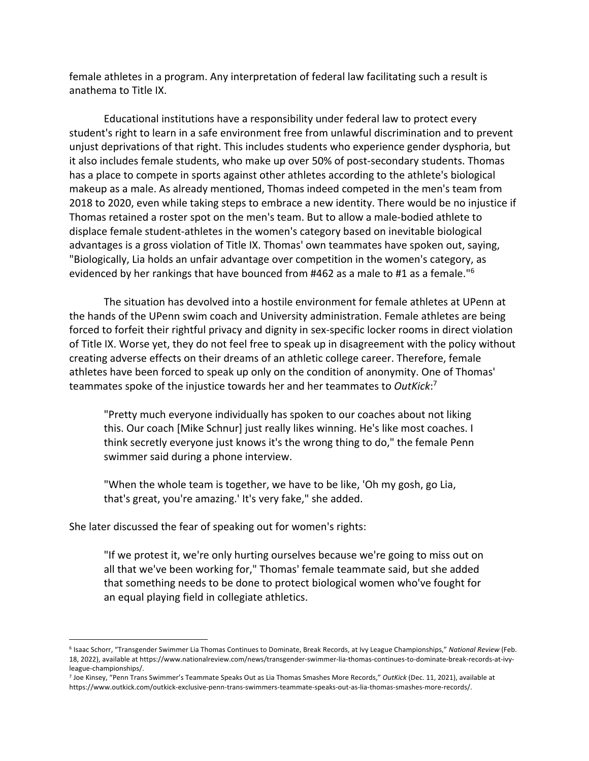female athletes in a program. Any interpretation of federal law facilitating such a result is anathema to Title IX.

Educational institutions have a responsibility under federal law to protect every student's right to learn in a safe environment free from unlawful discrimination and to prevent unjust deprivations of that right. This includes students who experience gender dysphoria, but it also includes female students, who make up over 50% of post-secondary students. Thomas has a place to compete in sports against other athletes according to the athlete's biological makeup as a male. As already mentioned, Thomas indeed competed in the men's team from 2018 to 2020, even while taking steps to embrace a new identity. There would be no injustice if Thomas retained a roster spot on the men's team. But to allow a male-bodied athlete to displace female student-athletes in the women's category based on inevitable biological advantages is a gross violation of Title IX. Thomas' own teammates have spoken out, saying, "Biologically, Lia holds an unfair advantage over competition in the women's category, as evidenced by her rankings that have bounced from #462 as a male to #1 as a female."[6]

The situation has devolved into a hostile environment for female athletes at UPenn at the hands of the UPenn swim coach and University administration. Female athletes are being forced to forfeit their rightful privacy and dignity in sex-specific locker rooms in direct violation of Title IX. Worse yet, they do not feel free to speak up in disagreement with the policy without creating adverse effects on their dreams of an athletic college career. Therefore, female athletes have been forced to speak up only on the condition of anonymity. One of Thomas' teammates spoke of the injustice towards her and her teammates to *OutKick*:[7]

> "Pretty much everyone individually has spoken to our coaches about not liking this. Our coach [Mike Schnur] just really likes winning. He's like most coaches. I think secretly everyone just knows it's the wrong thing to do," the female Penn swimmer said during a phone interview.
>
> "When the whole team is together, we have to be like, 'Oh my gosh, go Lia, that's great, you're amazing.' It's very fake," she added.

She later discussed the fear of speaking out for women's rights:

> "If we protest it, we're only hurting ourselves because we're going to miss out on all that we've been working for," Thomas' female teammate said, but she added that something needs to be done to protect biological women who've fought for an equal playing field in collegiate athletics.

---

[6] Isaac Schorr, "Transgender Swimmer Lia Thomas Continues to Dominate, Break Records, at Ivy League Championships," *National Review* (Feb. 18, 2022), available at https://www.nationalreview.com/news/transgender-swimmer-lia-thomas-continues-to-dominate-break-records-at-ivy-league-championships/.

[7] Joe Kinsey, "Penn Trans Swimmer's Teammate Speaks Out as Lia Thomas Smashes More Records," *OutKick* (Dec. 11, 2021), available at https://www.outkick.com/outkick-exclusive-penn-trans-swimmers-teammate-speaks-out-as-lia-thomas-smashes-more-records/.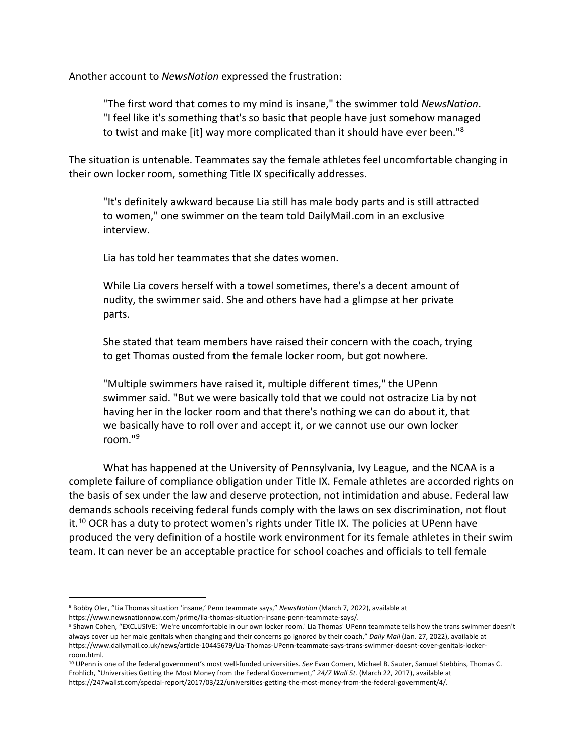Another account to *NewsNation* expressed the frustration:

> "The first word that comes to my mind is insane," the swimmer told *NewsNation*. "I feel like it's something that's so basic that people have just somehow managed to twist and make [it] way more complicated than it should have ever been."[8]

The situation is untenable. Teammates say the female athletes feel uncomfortable changing in their own locker room, something Title IX specifically addresses.

> "It's definitely awkward because Lia still has male body parts and is still attracted to women," one swimmer on the team told DailyMail.com in an exclusive interview.
>
> Lia has told her teammates that she dates women.
>
> While Lia covers herself with a towel sometimes, there's a decent amount of nudity, the swimmer said. She and others have had a glimpse at her private parts.
>
> She stated that team members have raised their concern with the coach, trying to get Thomas ousted from the female locker room, but got nowhere.
>
> "Multiple swimmers have raised it, multiple different times," the UPenn swimmer said. "But we were basically told that we could not ostracize Lia by not having her in the locker room and that there's nothing we can do about it, that we basically have to roll over and accept it, or we cannot use our own locker room."[9]

What has happened at the University of Pennsylvania, Ivy League, and the NCAA is a complete failure of compliance obligation under Title IX. Female athletes are accorded rights on the basis of sex under the law and deserve protection, not intimidation and abuse. Federal law demands schools receiving federal funds comply with the laws on sex discrimination, not flout it.[10] OCR has a duty to protect women's rights under Title IX. The policies at UPenn have produced the very definition of a hostile work environment for its female athletes in their swim team. It can never be an acceptable practice for school coaches and officials to tell female

---

[8] Bobby Oler, "Lia Thomas situation 'insane,' Penn teammate says," *NewsNation* (March 7, 2022), available at https://www.newsnationnow.com/prime/lia-thomas-situation-insane-penn-teammate-says/.

[9] Shawn Cohen, "EXCLUSIVE: 'We're uncomfortable in our own locker room.' Lia Thomas' UPenn teammate tells how the trans swimmer doesn't always cover up her male genitals when changing and their concerns go ignored by their coach," *Daily Mail* (Jan. 27, 2022), available at https://www.dailymail.co.uk/news/article-10445679/Lia-Thomas-UPenn-teammate-says-trans-swimmer-doesnt-cover-genitals-locker-room.html.

[10] UPenn is one of the federal government's most well-funded universities. *See* Evan Comen, Michael B. Sauter, Samuel Stebbins, Thomas C. Frohlich, "Universities Getting the Most Money from the Federal Government," *24/7 Wall St.* (March 22, 2017), available at https://247wallst.com/special-report/2017/03/22/universities-getting-the-most-money-from-the-federal-government/4/.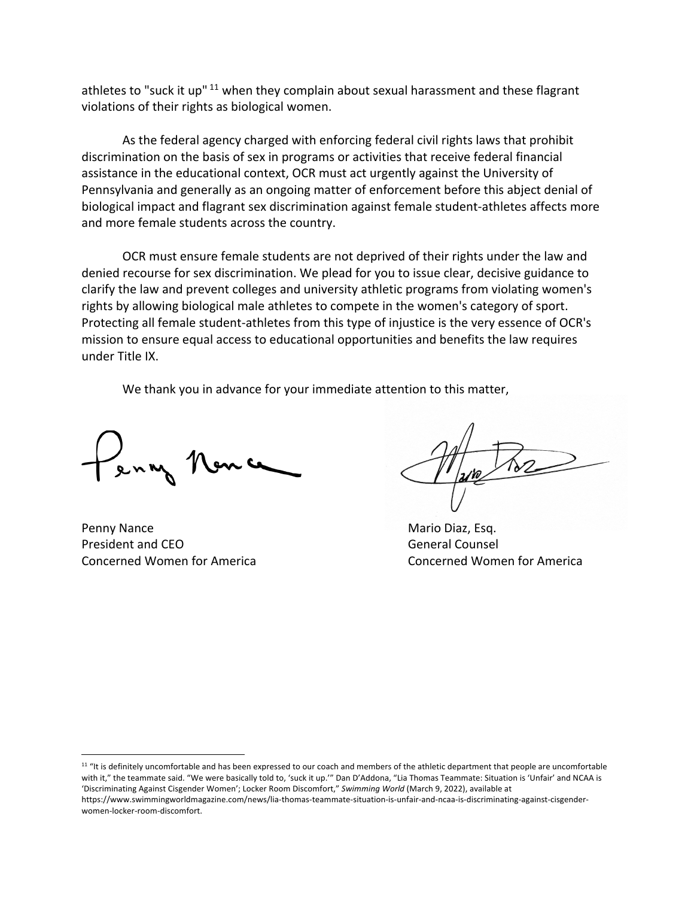athletes to "suck it up" [11] when they complain about sexual harassment and these flagrant violations of their rights as biological women.

As the federal agency charged with enforcing federal civil rights laws that prohibit discrimination on the basis of sex in programs or activities that receive federal financial assistance in the educational context, OCR must act urgently against the University of Pennsylvania and generally as an ongoing matter of enforcement before this abject denial of biological impact and flagrant sex discrimination against female student-athletes affects more and more female students across the country.

OCR must ensure female students are not deprived of their rights under the law and denied recourse for sex discrimination. We plead for you to issue clear, decisive guidance to clarify the law and prevent colleges and university athletic programs from violating women's rights by allowing biological male athletes to compete in the women's category of sport. Protecting all female student-athletes from this type of injustice is the very essence of OCR's mission to ensure equal access to educational opportunities and benefits the law requires under Title IX.

We thank you in advance for your immediate attention to this matter,

Penny Nance
President and CEO
Concerned Women for America

Mario Diaz, Esq.
General Counsel
Concerned Women for America

---

[11] "It is definitely uncomfortable and has been expressed to our coach and members of the athletic department that people are uncomfortable with it," the teammate said. "We were basically told to, 'suck it up.'" Dan D'Addona, "Lia Thomas Teammate: Situation is 'Unfair' and NCAA is 'Discriminating Against Cisgender Women'; Locker Room Discomfort," *Swimming World* (March 9, 2022), available at https://www.swimmingworldmagazine.com/news/lia-thomas-teammate-situation-is-unfair-and-ncaa-is-discriminating-against-cisgender-women-locker-room-discomfort.